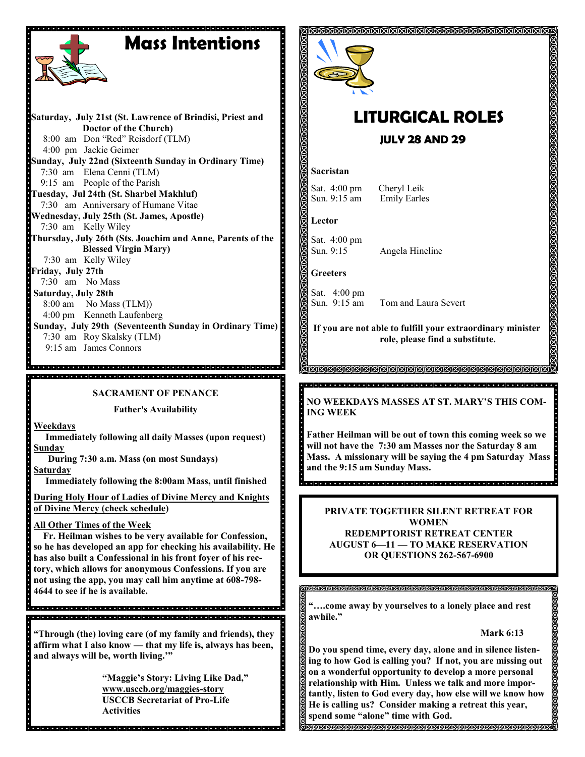# Mass Intentions

**Saturday, July 21st (St. Lawrence of Brindisi, Priest and Doctor of the Church)**
8:00 am Don "Red" Reisdorf (TLM)
4:00 pm Jackie Geimer

**Sunday, July 22nd (Sixteenth Sunday in Ordinary Time)**
7:30 am Elena Cenni (TLM)
9:15 am People of the Parish

**Tuesday, Jul 24th (St. Sharbel Makhluf)**
7:30 am Anniversary of Humane Vitae

**Wednesday, July 25th (St. James, Apostle)**
7:30 am Kelly Wiley

**Thursday, July 26th (Sts. Joachim and Anne, Parents of the Blessed Virgin Mary)**
7:30 am Kelly Wiley

**Friday, July 27th**
7:30 am No Mass

**Saturday, July 28th**
8:00 am No Mass (TLM))
4:00 pm Kenneth Laufenberg

**Sunday, July 29th (Seventeenth Sunday in Ordinary Time)**
7:30 am Roy Skalsky (TLM)
9:15 am James Connors

**SACRAMENT OF PENANCE**

**Father's Availability**

**Weekdays**
**Immediately following all daily Masses (upon request)**

**Sunday**
**During 7:30 a.m. Mass (on most Sundays)**

**Saturday**
**Immediately following the 8:00am Mass, until finished**

**During Holy Hour of Ladies of Divine Mercy and Knights of Divine Mercy (check schedule)**

**All Other Times of the Week**
**Fr. Heilman wishes to be very available for Confession, so he has developed an app for checking his availability. He has also built a Confessional in his front foyer of his rectory, which allows for anonymous Confessions. If you are not using the app, you may call him anytime at 608-798-4644 to see if he is available.**

**"Through (the) loving care (of my family and friends), they affirm what I also know — that my life is, always has been, and always will be, worth living.'"**

**"Maggie's Story: Living Like Dad,"**
**www.usccb.org/maggies-story**
**USCCB Secretariat of Pro-Life Activities**

# LITURGICAL ROLES

## JULY 28 AND 29

**Sacristan**

Sat. 4:00 pm Cheryl Leik
Sun. 9:15 am Emily Earles

**Lector**

Sat. 4:00 pm
Sun. 9:15 Angela Hineline

**Greeters**

Sat. 4:00 pm
Sun. 9:15 am Tom and Laura Severt

**If you are not able to fulfill your extraordinary minister role, please find a substitute.**

**NO WEEKDAYS MASSES AT ST. MARY'S THIS COMING WEEK**

**Father Heilman will be out of town this coming week so we will not have the 7:30 am Masses nor the Saturday 8 am Mass. A missionary will be saying the 4 pm Saturday Mass and the 9:15 am Sunday Mass.**

**PRIVATE TOGETHER SILENT RETREAT FOR WOMEN**
**REDEMPTORIST RETREAT CENTER**
**AUGUST 6—11 — TO MAKE RESERVATION OR QUESTIONS 262-567-6900**

**"….come away by yourselves to a lonely place and rest awhile."**

**Mark 6:13**

**Do you spend time, every day, alone and in silence listening to how God is calling you? If not, you are missing out on a wonderful opportunity to develop a more personal relationship with Him. Unless we talk and more importantly, listen to God every day, how else will we know how He is calling us? Consider making a retreat this year, spend some "alone" time with God.**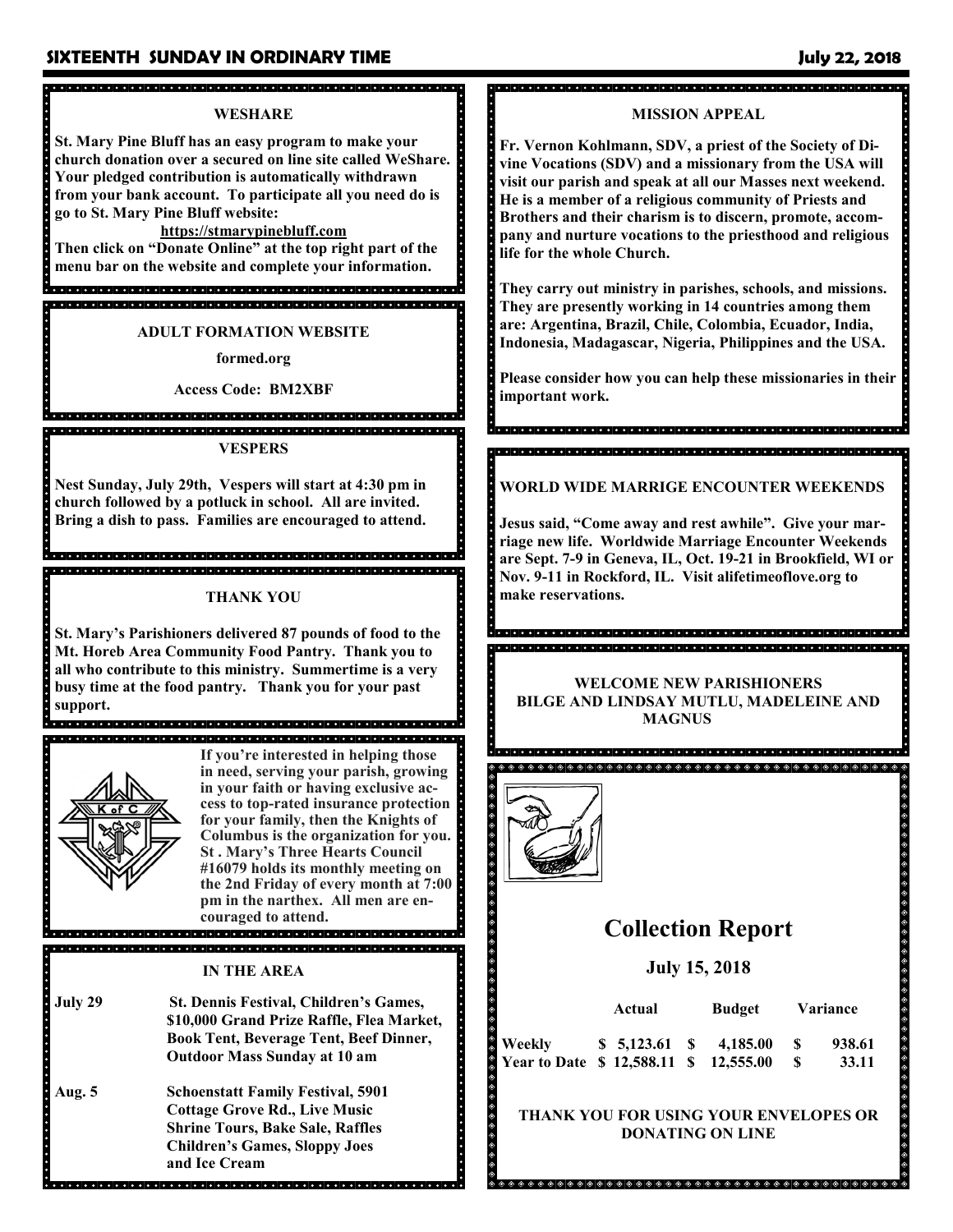## WESHARE

**St. Mary Pine Bluff has an easy program to make your church donation over a secured on line site called WeShare. Your pledged contribution is automatically withdrawn from your bank account. To participate all you need do is go to St. Mary Pine Bluff website:**

**https://stmarypinebluff.com**

**Then click on "Donate Online" at the top right part of the menu bar on the website and complete your information.**

## ADULT FORMATION WEBSITE

**formed.org**

**Access Code: BM2XBF**

## VESPERS

**Nest Sunday, July 29th, Vespers will start at 4:30 pm in church followed by a potluck in school. All are invited. Bring a dish to pass. Families are encouraged to attend.**

## THANK YOU

**St. Mary's Parishioners delivered 87 pounds of food to the Mt. Horeb Area Community Food Pantry. Thank you to all who contribute to this ministry. Summertime is a very busy time at the food pantry. Thank you for your past support.**

**If you're interested in helping those in need, serving your parish, growing in your faith or having exclusive access to top-rated insurance protection for your family, then the Knights of Columbus is the organization for you. St . Mary's Three Hearts Council #16079 holds its monthly meeting on the 2nd Friday of every month at 7:00 pm in the narthex. All men are encouraged to attend.**

## IN THE AREA

**July 29** — **St. Dennis Festival, Children's Games, $10,000 Grand Prize Raffle, Flea Market, Book Tent, Beverage Tent, Beef Dinner, Outdoor Mass Sunday at 10 am**

**Aug. 5** — **Schoenstatt Family Festival, 5901 Cottage Grove Rd., Live Music Shrine Tours, Bake Sale, Raffles Children's Games, Sloppy Joes and Ice Cream**

## MISSION APPEAL

**Fr. Vernon Kohlmann, SDV, a priest of the Society of Divine Vocations (SDV) and a missionary from the USA will visit our parish and speak at all our Masses next weekend. He is a member of a religious community of Priests and Brothers and their charism is to discern, promote, accompany and nurture vocations to the priesthood and religious life for the whole Church.**

**They carry out ministry in parishes, schools, and missions. They are presently working in 14 countries among them are: Argentina, Brazil, Chile, Colombia, Ecuador, India, Indonesia, Madagascar, Nigeria, Philippines and the USA.**

**Please consider how you can help these missionaries in their important work.**

## WORLD WIDE MARRIGE ENCOUNTER WEEKENDS

**Jesus said, "Come away and rest awhile". Give your marriage new life. Worldwide Marriage Encounter Weekends are Sept. 7-9 in Geneva, IL, Oct. 19-21 in Brookfield, WI or Nov. 9-11 in Rockford, IL. Visit alifetimeoflove.org to make reservations.**

## WELCOME NEW PARISHIONERS BILGE AND LINDSAY MUTLU, MADELEINE AND MAGNUS

# Collection Report

**July 15, 2018**

| | Actual | Budget | Variance |
|---|---|---|---|
| **Weekly** | **$ 5,123.61** | **$ 4,185.00** | **$ 938.61** |
| **Year to Date** | **$ 12,588.11** | **$ 12,555.00** | **$ 33.11** |

**THANK YOU FOR USING YOUR ENVELOPES OR DONATING ON LINE**